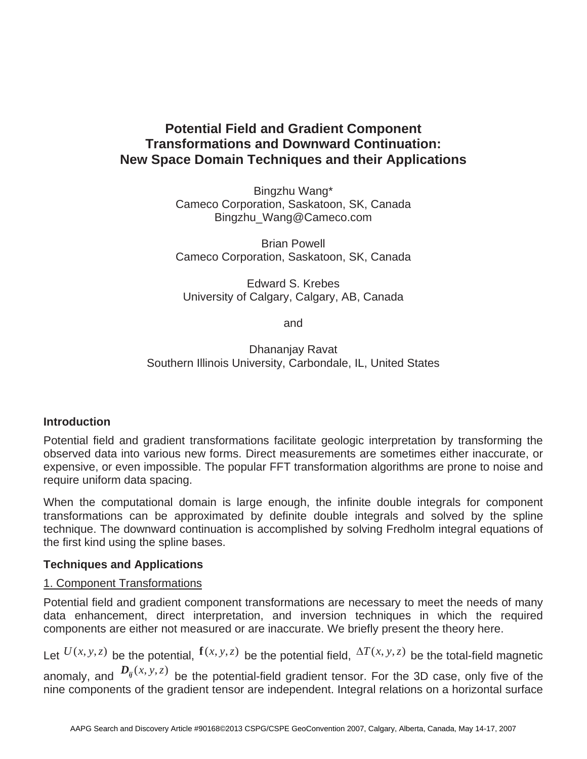# Potential Field and Gradient Component Transformations and Downward Continuation: New Space Domain Techniques and their Applications

Bingzhu Wang*
Cameco Corporation, Saskatoon, SK, Canada
Bingzhu_Wang@Cameco.com

Brian Powell
Cameco Corporation, Saskatoon, SK, Canada

Edward S. Krebes
University of Calgary, Calgary, AB, Canada

and

Dhananjay Ravat
Southern Illinois University, Carbondale, IL, United States

## Introduction

Potential field and gradient transformations facilitate geologic interpretation by transforming the observed data into various new forms. Direct measurements are sometimes either inaccurate, or expensive, or even impossible. The popular FFT transformation algorithms are prone to noise and require uniform data spacing.

When the computational domain is large enough, the infinite double integrals for component transformations can be approximated by definite double integrals and solved by the spline technique. The downward continuation is accomplished by solving Fredholm integral equations of the first kind using the spline bases.

## Techniques and Applications

1. Component Transformations

Potential field and gradient component transformations are necessary to meet the needs of many data enhancement, direct interpretation, and inversion techniques in which the required components are either not measured or are inaccurate. We briefly present the theory here.

Let $U(x, y, z)$ be the potential, $\mathbf{f}(x, y, z)$ be the potential field, $\Delta T(x, y, z)$ be the total-field magnetic anomaly, and $\boldsymbol{D}_{ij}(x, y, z)$ be the potential-field gradient tensor. For the 3D case, only five of the nine components of the gradient tensor are independent. Integral relations on a horizontal surface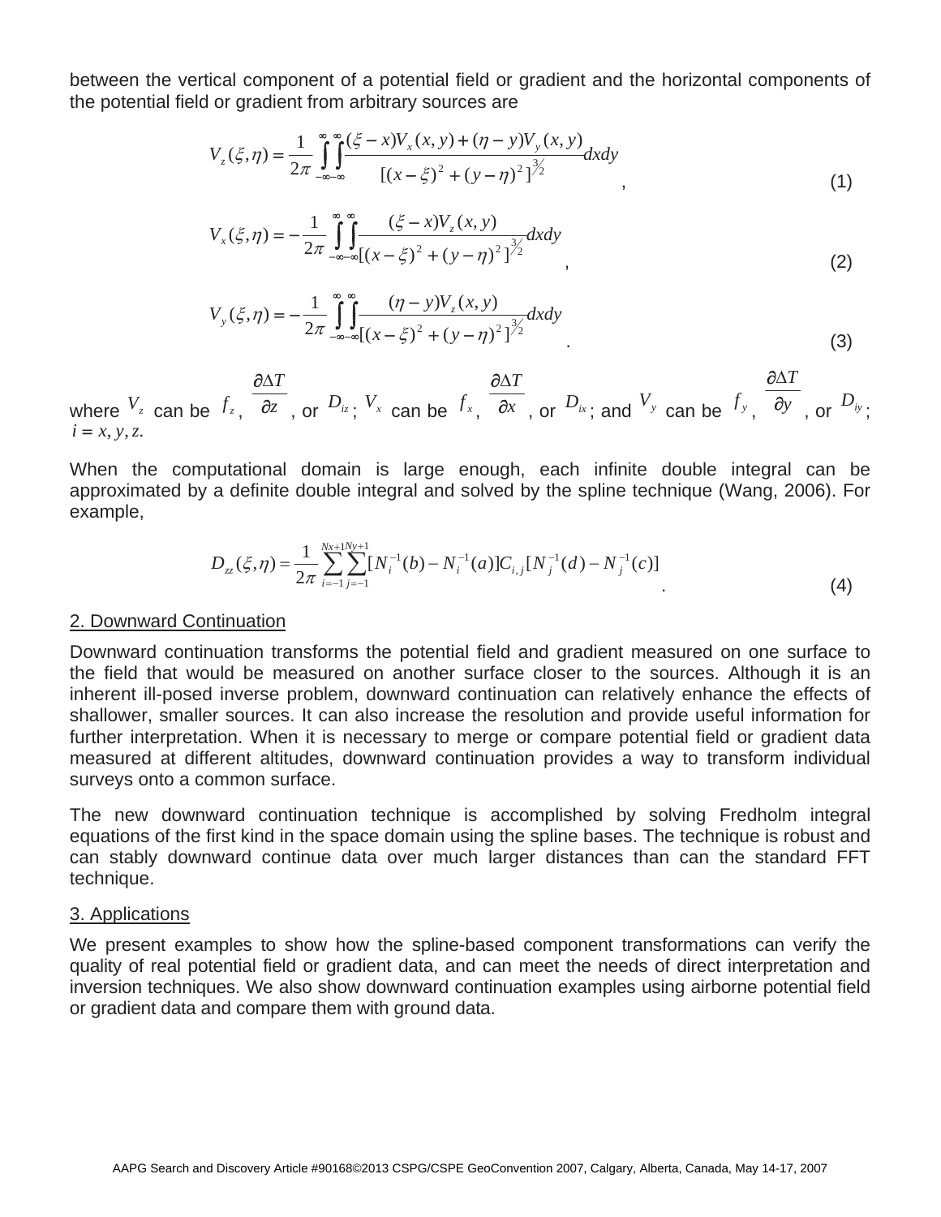between the vertical component of a potential field or gradient and the horizontal components of the potential field or gradient from arbitrary sources are

$$V_z(\xi,\eta) = \frac{1}{2\pi}\int_{-\infty}^{\infty}\int_{-\infty}^{\infty}\frac{(\xi - x)V_x(x,y) + (\eta - y)V_y(x,y)}{[(x-\xi)^2 + (y-\eta)^2]^{3/2}}dxdy \quad , \tag{1}$$

$$V_x(\xi,\eta) = -\frac{1}{2\pi}\int_{-\infty}^{\infty}\int_{-\infty}^{\infty}\frac{(\xi - x)V_z(x,y)}{[(x-\xi)^2 + (y-\eta)^2]^{3/2}}dxdy \quad , \tag{2}$$

$$V_y(\xi,\eta) = -\frac{1}{2\pi}\int_{-\infty}^{\infty}\int_{-\infty}^{\infty}\frac{(\eta - y)V_z(x,y)}{[(x-\xi)^2 + (y-\eta)^2]^{3/2}}dxdy \quad . \tag{3}$$

where $V_z$ can be $f_z$, $\frac{\partial \Delta T}{\partial z}$, or $D_{iz}$; $V_x$ can be $f_x$, $\frac{\partial \Delta T}{\partial x}$, or $D_{ix}$; and $V_y$ can be $f_y$, $\frac{\partial \Delta T}{\partial y}$, or $D_{iy}$; $i = x, y, z.$

When the computational domain is large enough, each infinite double integral can be approximated by a definite double integral and solved by the spline technique (Wang, 2006). For example,

$$D_{zz}(\xi,\eta) = \frac{1}{2\pi}\sum_{i=-1}^{Nx+1}\sum_{j=-1}^{Ny+1}[N_i^{-1}(b) - N_i^{-1}(a)]C_{i,j}[N_j^{-1}(d) - N_j^{-1}(c)] \quad . \tag{4}$$

## 2. Downward Continuation

Downward continuation transforms the potential field and gradient measured on one surface to the field that would be measured on another surface closer to the sources. Although it is an inherent ill-posed inverse problem, downward continuation can relatively enhance the effects of shallower, smaller sources. It can also increase the resolution and provide useful information for further interpretation. When it is necessary to merge or compare potential field or gradient data measured at different altitudes, downward continuation provides a way to transform individual surveys onto a common surface.

The new downward continuation technique is accomplished by solving Fredholm integral equations of the first kind in the space domain using the spline bases. The technique is robust and can stably downward continue data over much larger distances than can the standard FFT technique.

## 3. Applications

We present examples to show how the spline-based component transformations can verify the quality of real potential field or gradient data, and can meet the needs of direct interpretation and inversion techniques. We also show downward continuation examples using airborne potential field or gradient data and compare them with ground data.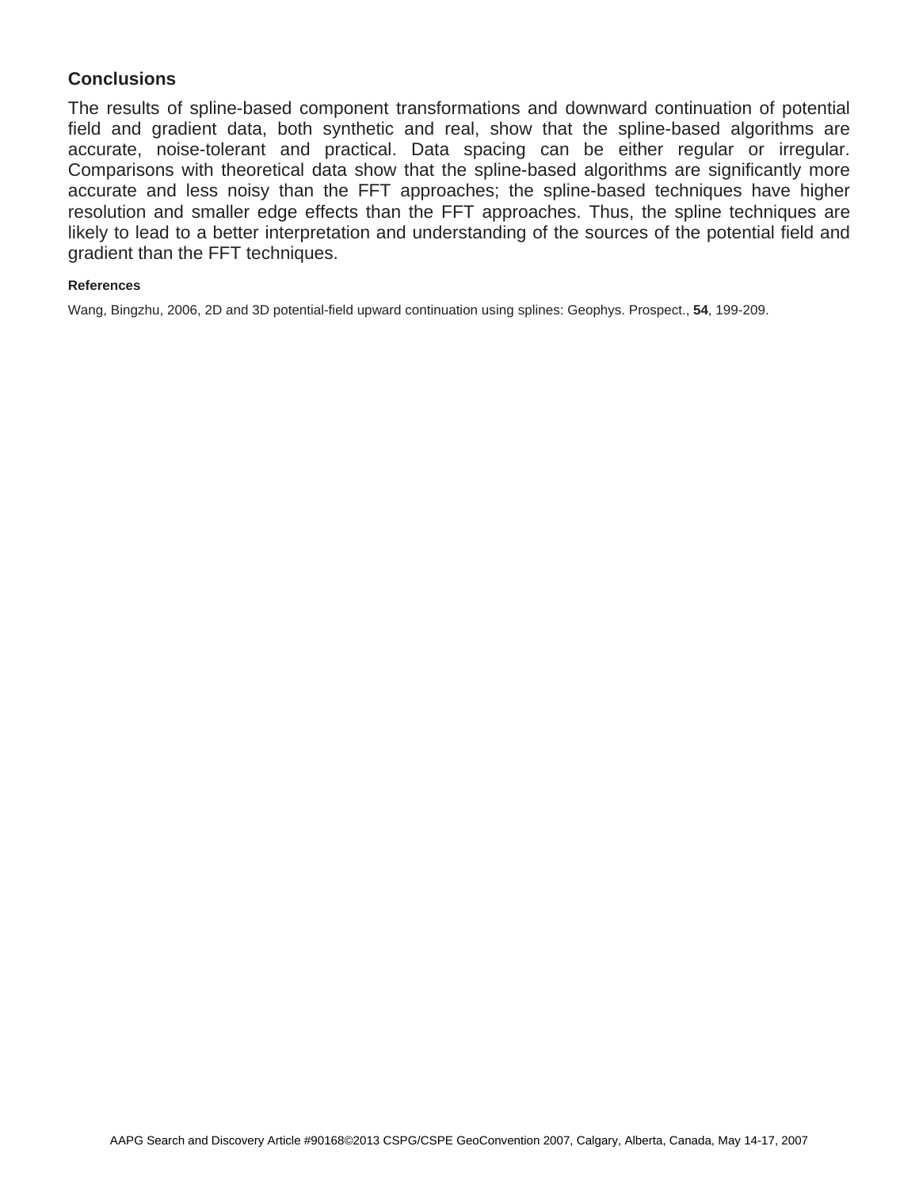## Conclusions

The results of spline-based component transformations and downward continuation of potential field and gradient data, both synthetic and real, show that the spline-based algorithms are accurate, noise-tolerant and practical. Data spacing can be either regular or irregular. Comparisons with theoretical data show that the spline-based algorithms are significantly more accurate and less noisy than the FFT approaches; the spline-based techniques have higher resolution and smaller edge effects than the FFT approaches. Thus, the spline techniques are likely to lead to a better interpretation and understanding of the sources of the potential field and gradient than the FFT techniques.

### References

Wang, Bingzhu, 2006, 2D and 3D potential-field upward continuation using splines: Geophys. Prospect., **54**, 199-209.